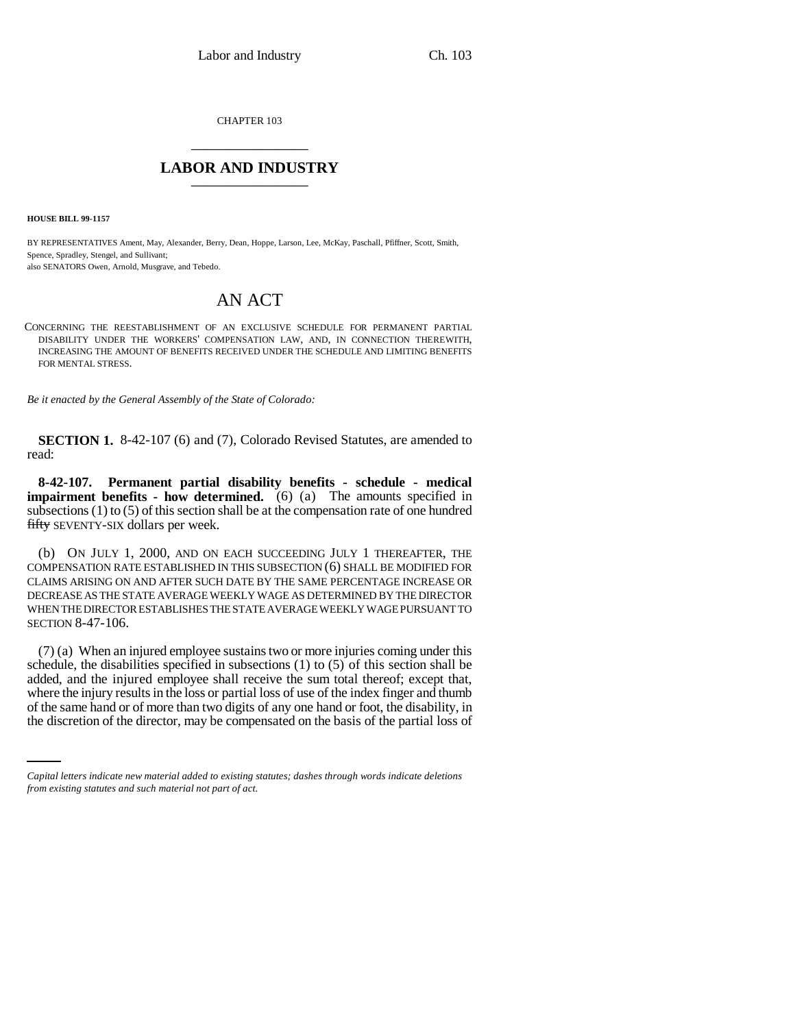CHAPTER 103

## LABOR AND INDUSTRY

**HOUSE BILL 99-1157**

BY REPRESENTATIVES Ament, May, Alexander, Berry, Dean, Hoppe, Larson, Lee, McKay, Paschall, Pfiffner, Scott, Smith, Spence, Spradley, Stengel, and Sullivant;
also SENATORS Owen, Arnold, Musgrave, and Tebedo.

# AN ACT

CONCERNING THE REESTABLISHMENT OF AN EXCLUSIVE SCHEDULE FOR PERMANENT PARTIAL DISABILITY UNDER THE WORKERS' COMPENSATION LAW, AND, IN CONNECTION THEREWITH, INCREASING THE AMOUNT OF BENEFITS RECEIVED UNDER THE SCHEDULE AND LIMITING BENEFITS FOR MENTAL STRESS.

*Be it enacted by the General Assembly of the State of Colorado:*

**SECTION 1.** 8-42-107 (6) and (7), Colorado Revised Statutes, are amended to read:

**8-42-107. Permanent partial disability benefits - schedule - medical impairment benefits - how determined.** (6) (a) The amounts specified in subsections (1) to (5) of this section shall be at the compensation rate of one hundred ~~fifty~~ SEVENTY-SIX dollars per week.

(b) ON JULY 1, 2000, AND ON EACH SUCCEEDING JULY 1 THEREAFTER, THE COMPENSATION RATE ESTABLISHED IN THIS SUBSECTION (6) SHALL BE MODIFIED FOR CLAIMS ARISING ON AND AFTER SUCH DATE BY THE SAME PERCENTAGE INCREASE OR DECREASE AS THE STATE AVERAGE WEEKLY WAGE AS DETERMINED BY THE DIRECTOR WHEN THE DIRECTOR ESTABLISHES THE STATE AVERAGE WEEKLY WAGE PURSUANT TO SECTION 8-47-106.

(7) (a) When an injured employee sustains two or more injuries coming under this schedule, the disabilities specified in subsections (1) to (5) of this section shall be added, and the injured employee shall receive the sum total thereof; except that, where the injury results in the loss or partial loss of use of the index finger and thumb of the same hand or of more than two digits of any one hand or foot, the disability, in the discretion of the director, may be compensated on the basis of the partial loss of

*Capital letters indicate new material added to existing statutes; dashes through words indicate deletions from existing statutes and such material not part of act.*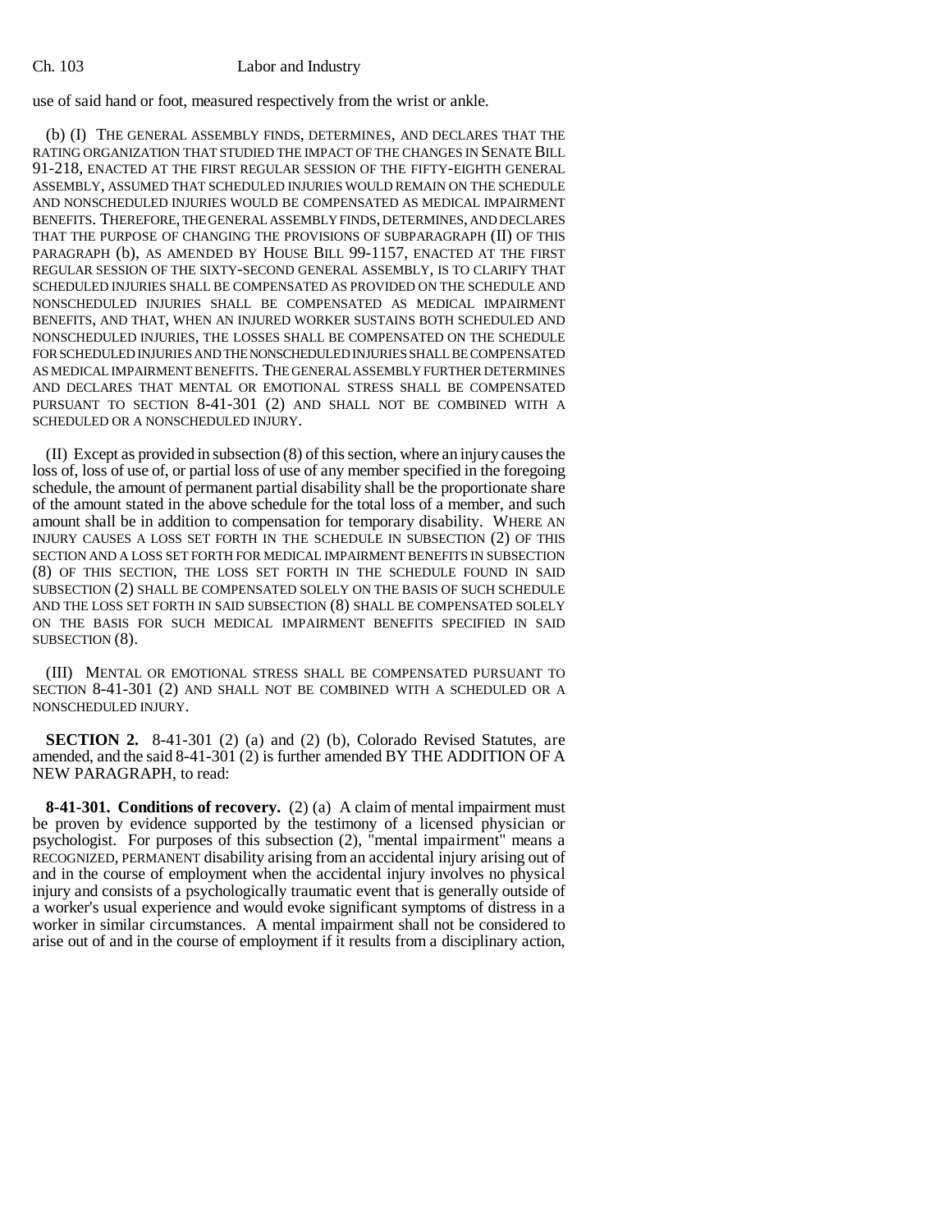use of said hand or foot, measured respectively from the wrist or ankle.

(b) (I) THE GENERAL ASSEMBLY FINDS, DETERMINES, AND DECLARES THAT THE RATING ORGANIZATION THAT STUDIED THE IMPACT OF THE CHANGES IN SENATE BILL 91-218, ENACTED AT THE FIRST REGULAR SESSION OF THE FIFTY-EIGHTH GENERAL ASSEMBLY, ASSUMED THAT SCHEDULED INJURIES WOULD REMAIN ON THE SCHEDULE AND NONSCHEDULED INJURIES WOULD BE COMPENSATED AS MEDICAL IMPAIRMENT BENEFITS. THEREFORE, THE GENERAL ASSEMBLY FINDS, DETERMINES, AND DECLARES THAT THE PURPOSE OF CHANGING THE PROVISIONS OF SUBPARAGRAPH (II) OF THIS PARAGRAPH (b), AS AMENDED BY HOUSE BILL 99-1157, ENACTED AT THE FIRST REGULAR SESSION OF THE SIXTY-SECOND GENERAL ASSEMBLY, IS TO CLARIFY THAT SCHEDULED INJURIES SHALL BE COMPENSATED AS PROVIDED ON THE SCHEDULE AND NONSCHEDULED INJURIES SHALL BE COMPENSATED AS MEDICAL IMPAIRMENT BENEFITS, AND THAT, WHEN AN INJURED WORKER SUSTAINS BOTH SCHEDULED AND NONSCHEDULED INJURIES, THE LOSSES SHALL BE COMPENSATED ON THE SCHEDULE FOR SCHEDULED INJURIES AND THE NONSCHEDULED INJURIES SHALL BE COMPENSATED AS MEDICAL IMPAIRMENT BENEFITS. THE GENERAL ASSEMBLY FURTHER DETERMINES AND DECLARES THAT MENTAL OR EMOTIONAL STRESS SHALL BE COMPENSATED PURSUANT TO SECTION 8-41-301 (2) AND SHALL NOT BE COMBINED WITH A SCHEDULED OR A NONSCHEDULED INJURY.

(II) Except as provided in subsection (8) of this section, where an injury causes the loss of, loss of use of, or partial loss of use of any member specified in the foregoing schedule, the amount of permanent partial disability shall be the proportionate share of the amount stated in the above schedule for the total loss of a member, and such amount shall be in addition to compensation for temporary disability. WHERE AN INJURY CAUSES A LOSS SET FORTH IN THE SCHEDULE IN SUBSECTION (2) OF THIS SECTION AND A LOSS SET FORTH FOR MEDICAL IMPAIRMENT BENEFITS IN SUBSECTION (8) OF THIS SECTION, THE LOSS SET FORTH IN THE SCHEDULE FOUND IN SAID SUBSECTION (2) SHALL BE COMPENSATED SOLELY ON THE BASIS OF SUCH SCHEDULE AND THE LOSS SET FORTH IN SAID SUBSECTION (8) SHALL BE COMPENSATED SOLELY ON THE BASIS FOR SUCH MEDICAL IMPAIRMENT BENEFITS SPECIFIED IN SAID SUBSECTION (8).

(III) MENTAL OR EMOTIONAL STRESS SHALL BE COMPENSATED PURSUANT TO SECTION 8-41-301 (2) AND SHALL NOT BE COMBINED WITH A SCHEDULED OR A NONSCHEDULED INJURY.

**SECTION 2.** 8-41-301 (2) (a) and (2) (b), Colorado Revised Statutes, are amended, and the said 8-41-301 (2) is further amended BY THE ADDITION OF A NEW PARAGRAPH, to read:

**8-41-301. Conditions of recovery.** (2) (a) A claim of mental impairment must be proven by evidence supported by the testimony of a licensed physician or psychologist. For purposes of this subsection (2), "mental impairment" means a RECOGNIZED, PERMANENT disability arising from an accidental injury arising out of and in the course of employment when the accidental injury involves no physical injury and consists of a psychologically traumatic event that is generally outside of a worker's usual experience and would evoke significant symptoms of distress in a worker in similar circumstances. A mental impairment shall not be considered to arise out of and in the course of employment if it results from a disciplinary action,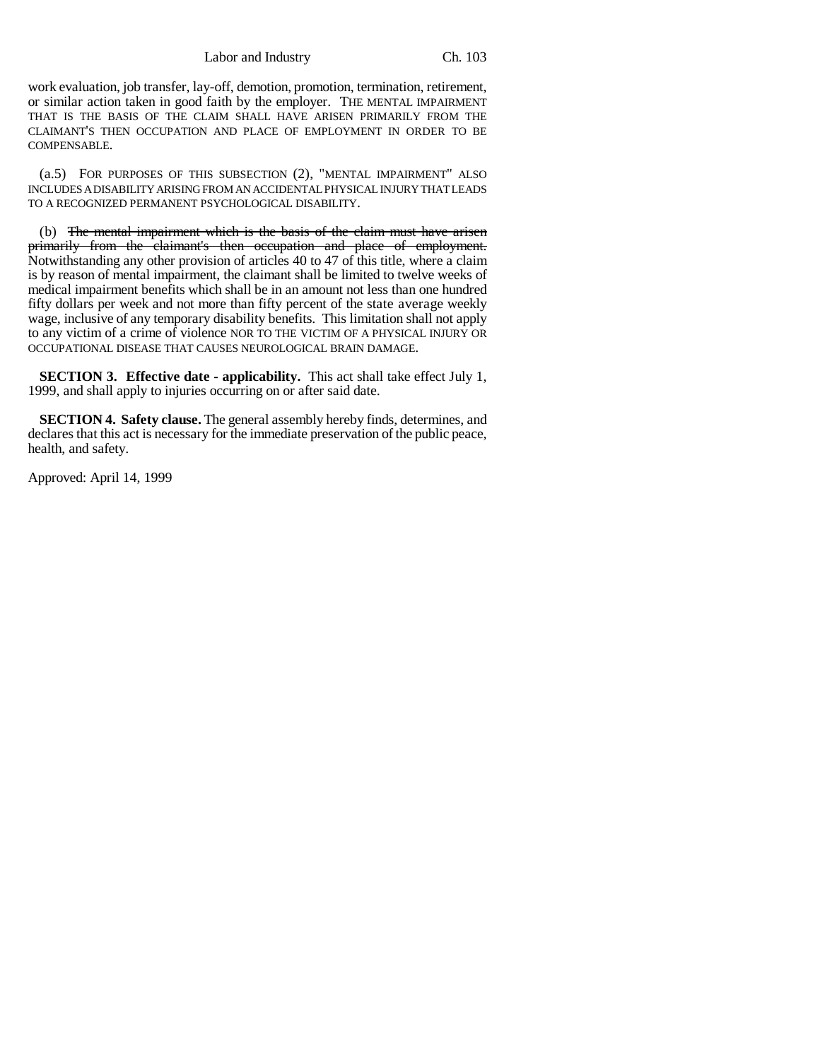work evaluation, job transfer, lay-off, demotion, promotion, termination, retirement, or similar action taken in good faith by the employer. THE MENTAL IMPAIRMENT THAT IS THE BASIS OF THE CLAIM SHALL HAVE ARISEN PRIMARILY FROM THE CLAIMANT'S THEN OCCUPATION AND PLACE OF EMPLOYMENT IN ORDER TO BE COMPENSABLE.

(a.5) FOR PURPOSES OF THIS SUBSECTION (2), "MENTAL IMPAIRMENT" ALSO INCLUDES A DISABILITY ARISING FROM AN ACCIDENTAL PHYSICAL INJURY THAT LEADS TO A RECOGNIZED PERMANENT PSYCHOLOGICAL DISABILITY.

(b) ~~The mental impairment which is the basis of the claim must have arisen primarily from the claimant's then occupation and place of employment.~~ Notwithstanding any other provision of articles 40 to 47 of this title, where a claim is by reason of mental impairment, the claimant shall be limited to twelve weeks of medical impairment benefits which shall be in an amount not less than one hundred fifty dollars per week and not more than fifty percent of the state average weekly wage, inclusive of any temporary disability benefits. This limitation shall not apply to any victim of a crime of violence NOR TO THE VICTIM OF A PHYSICAL INJURY OR OCCUPATIONAL DISEASE THAT CAUSES NEUROLOGICAL BRAIN DAMAGE.

**SECTION 3. Effective date - applicability.** This act shall take effect July 1, 1999, and shall apply to injuries occurring on or after said date.

**SECTION 4. Safety clause.** The general assembly hereby finds, determines, and declares that this act is necessary for the immediate preservation of the public peace, health, and safety.

Approved: April 14, 1999